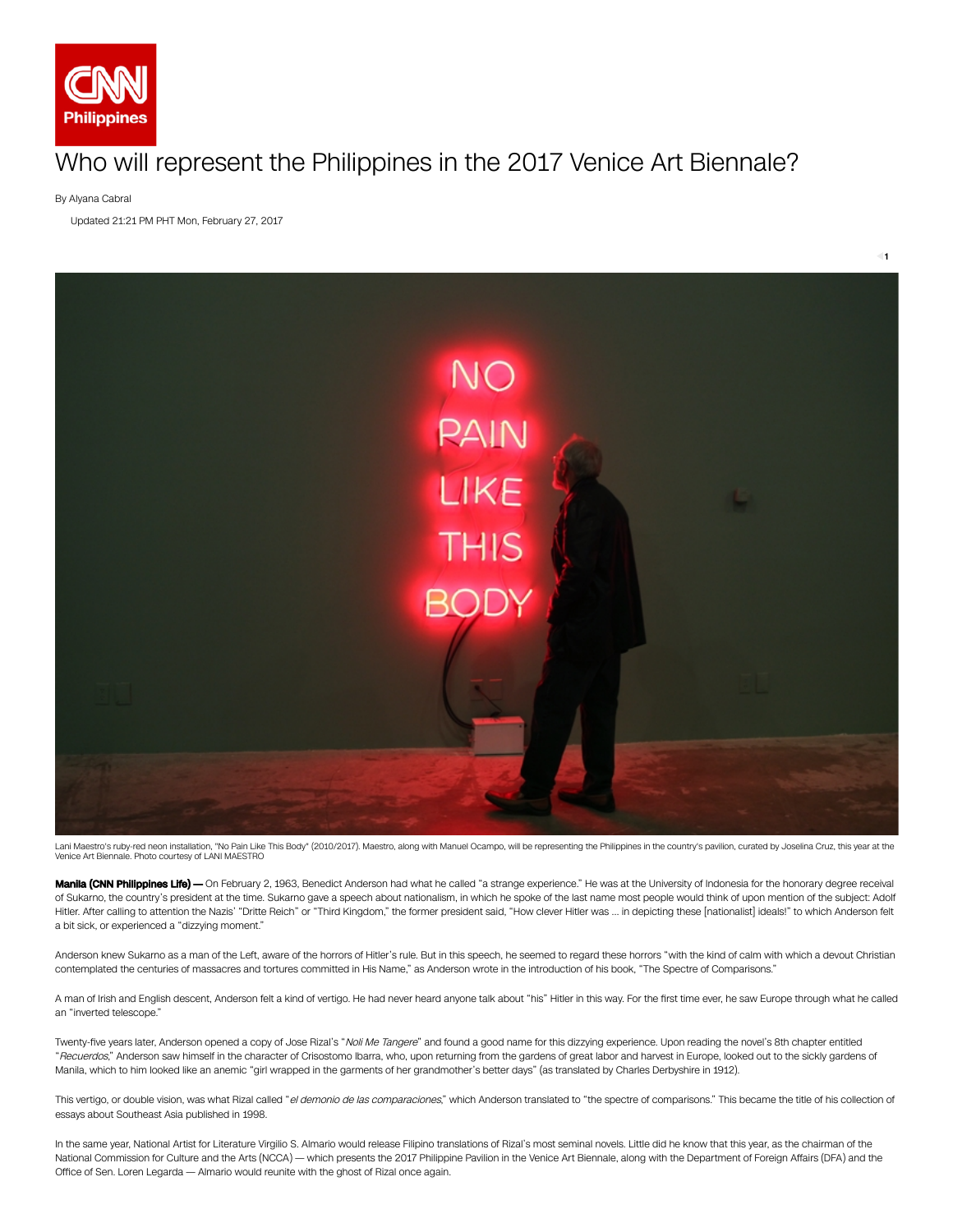# Who will represent the Philippines in the 2017 Venice Art Biennale?

By Alyana Cabral

Updated 21:21 PM PHT Mon, February 27, 2017

Lani Maestro's ruby-red neon installation, "No Pain Like This Body" (2010/2017). Maestro, along with Manuel Ocampo, will be representing the Philippines in the country's pavilion, curated by Joselina Cruz, this year at the Venice Art Biennale. Photo courtesy of LANI MAESTRO

**Manila (CNN Philippines Life) —** On February 2, 1963, Benedict Anderson had what he called "a strange experience." He was at the University of Indonesia for the honorary degree receival of Sukarno, the country's president at the time. Sukarno gave a speech about nationalism, in which he spoke of the last name most people would think of upon mention of the subject: Adolf Hitler. After calling to attention the Nazis' "Dritte Reich" or "Third Kingdom," the former president said, "How clever Hitler was ... in depicting these [nationalist] ideals!" to which Anderson felt a bit sick, or experienced a "dizzying moment."

Anderson knew Sukarno as a man of the Left, aware of the horrors of Hitler's rule. But in this speech, he seemed to regard these horrors "with the kind of calm with which a devout Christian contemplated the centuries of massacres and tortures committed in His Name," as Anderson wrote in the introduction of his book, "The Spectre of Comparisons."

A man of Irish and English descent, Anderson felt a kind of vertigo. He had never heard anyone talk about "his" Hitler in this way. For the first time ever, he saw Europe through what he called an "inverted telescope."

Twenty-five years later, Anderson opened a copy of Jose Rizal's "*Noli Me Tangere*" and found a good name for this dizzying experience. Upon reading the novel's 8th chapter entitled "*Recuerdos*," Anderson saw himself in the character of Crisostomo Ibarra, who, upon returning from the gardens of great labor and harvest in Europe, looked out to the sickly gardens of Manila, which to him looked like an anemic "girl wrapped in the garments of her grandmother's better days" (as translated by Charles Derbyshire in 1912).

This vertigo, or double vision, was what Rizal called "*el demonio de las comparaciones*," which Anderson translated to "the spectre of comparisons." This became the title of his collection of essays about Southeast Asia published in 1998.

In the same year, National Artist for Literature Virgilio S. Almario would release Filipino translations of Rizal's most seminal novels. Little did he know that this year, as the chairman of the National Commission for Culture and the Arts (NCCA) — which presents the 2017 Philippine Pavilion in the Venice Art Biennale, along with the Department of Foreign Affairs (DFA) and the Office of Sen. Loren Legarda — Almario would reunite with the ghost of Rizal once again.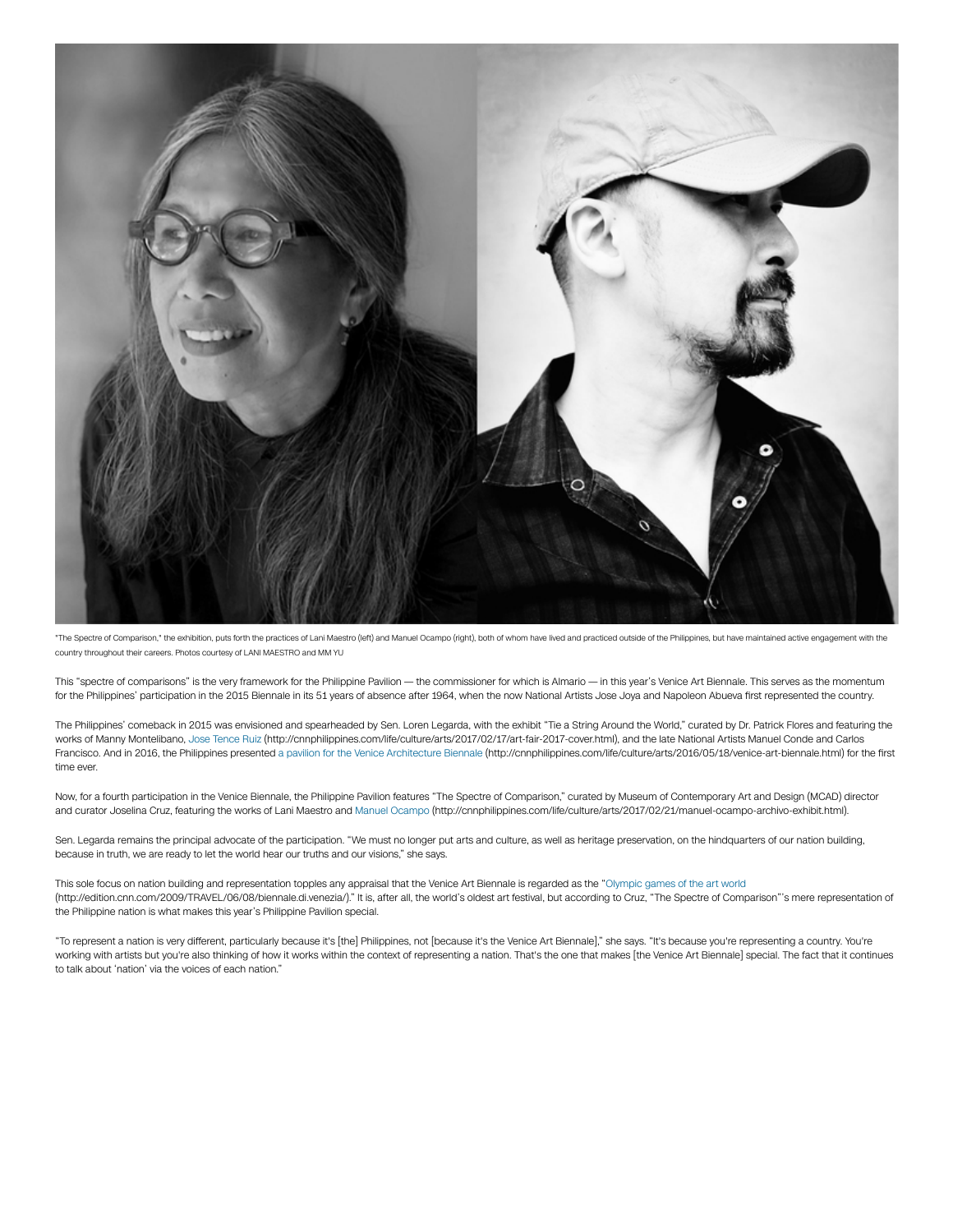"The Spectre of Comparison," the exhibition, puts forth the practices of Lani Maestro (left) and Manuel Ocampo (right), both of whom have lived and practiced outside of the Philippines, but have maintained active engagement with the country throughout their careers. Photos courtesy of LANI MAESTRO and MM YU

This "spectre of comparisons" is the very framework for the Philippine Pavilion — the commissioner for which is Almario — in this year's Venice Art Biennale. This serves as the momentum for the Philippines' participation in the 2015 Biennale in its 51 years of absence after 1964, when the now National Artists Jose Joya and Napoleon Abueva first represented the country.

The Philippines' comeback in 2015 was envisioned and spearheaded by Sen. Loren Legarda, with the exhibit "Tie a String Around the World," curated by Dr. Patrick Flores and featuring the works of Manny Montelibano, Jose Tence Ruiz (http://cnnphilippines.com/life/culture/arts/2017/02/17/art-fair-2017-cover.html), and the late National Artists Manuel Conde and Carlos Francisco. And in 2016, the Philippines presented a pavilion for the Venice Architecture Biennale (http://cnnphilippines.com/life/culture/arts/2016/05/18/venice-art-biennale.html) for the first time ever.

Now, for a fourth participation in the Venice Biennale, the Philippine Pavilion features "The Spectre of Comparison," curated by Museum of Contemporary Art and Design (MCAD) director and curator Joselina Cruz, featuring the works of Lani Maestro and Manuel Ocampo (http://cnnphilippines.com/life/culture/arts/2017/02/21/manuel-ocampo-archivo-exhibit.html).

Sen. Legarda remains the principal advocate of the participation. "We must no longer put arts and culture, as well as heritage preservation, on the hindquarters of our nation building, because in truth, we are ready to let the world hear our truths and our visions," she says.

This sole focus on nation building and representation topples any appraisal that the Venice Art Biennale is regarded as the "Olympic games of the art world (http://edition.cnn.com/2009/TRAVEL/06/08/biennale.di.venezia/)." It is, after all, the world's oldest art festival, but according to Cruz, "The Spectre of Comparison"'s mere representation of the Philippine nation is what makes this year's Philippine Pavilion special.

"To represent a nation is very different, particularly because it's [the] Philippines, not [because it's the Venice Art Biennale]," she says. "It's because you're representing a country. You're working with artists but you're also thinking of how it works within the context of representing a nation. That's the one that makes [the Venice Art Biennale] special. The fact that it continues to talk about 'nation' via the voices of each nation."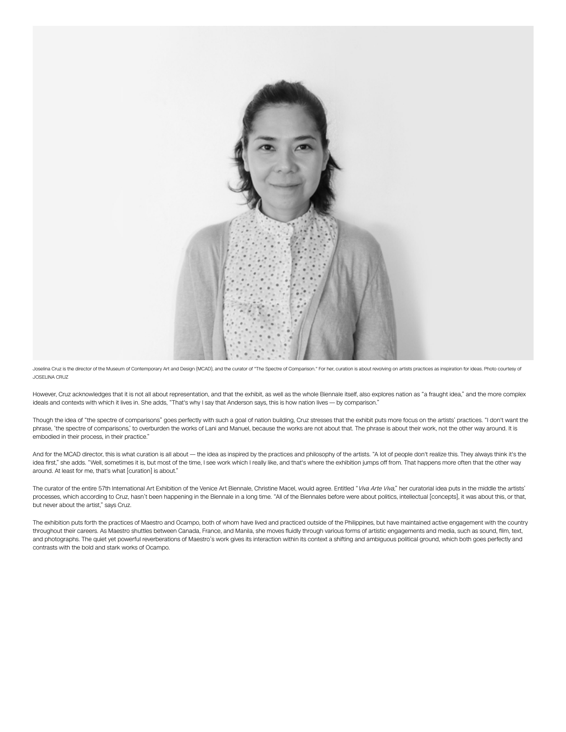Joselina Cruz is the director of the Museum of Contemporary Art and Design (MCAD), and the curator of "The Spectre of Comparison." For her, curation is about revolving on artists practices as inspiration for ideas. Photo courtesy of JOSELINA CRUZ

However, Cruz acknowledges that it is not all about representation, and that the exhibit, as well as the whole Biennale itself, also explores nation as "a fraught idea," and the more complex ideals and contexts with which it lives in. She adds, "That's why I say that Anderson says, this is how nation lives — by comparison."

Though the idea of "the spectre of comparisons" goes perfectly with such a goal of nation building, Cruz stresses that the exhibit puts more focus on the artists' practices. "I don't want the phrase, 'the spectre of comparisons,' to overburden the works of Lani and Manuel, because the works are not about that. The phrase is about their work, not the other way around. It is embodied in their process, in their practice."

And for the MCAD director, this is what curation is all about — the idea as inspired by the practices and philosophy of the artists. "A lot of people don't realize this. They always think it's the idea first," she adds. "Well, sometimes it is, but most of the time, I see work which I really like, and that's where the exhibition jumps off from. That happens more often that the other way around. At least for me, that's what [curation] is about."

The curator of the entire 57th International Art Exhibition of the Venice Art Biennale, Christine Macel, would agree. Entitled "*Viva Arte Viva*," her curatorial idea puts in the middle the artists' processes, which according to Cruz, hasn't been happening in the Biennale in a long time. "All of the Biennales before were about politics, intellectual [concepts], it was about this, or that, but never about the artist," says Cruz.

The exhibition puts forth the practices of Maestro and Ocampo, both of whom have lived and practiced outside of the Philippines, but have maintained active engagement with the country throughout their careers. As Maestro shuttles between Canada, France, and Manila, she moves fluidly through various forms of artistic engagements and media, such as sound, film, text, and photographs. The quiet yet powerful reverberations of Maestro's work gives its interaction within its context a shifting and ambiguous political ground, which both goes perfectly and contrasts with the bold and stark works of Ocampo.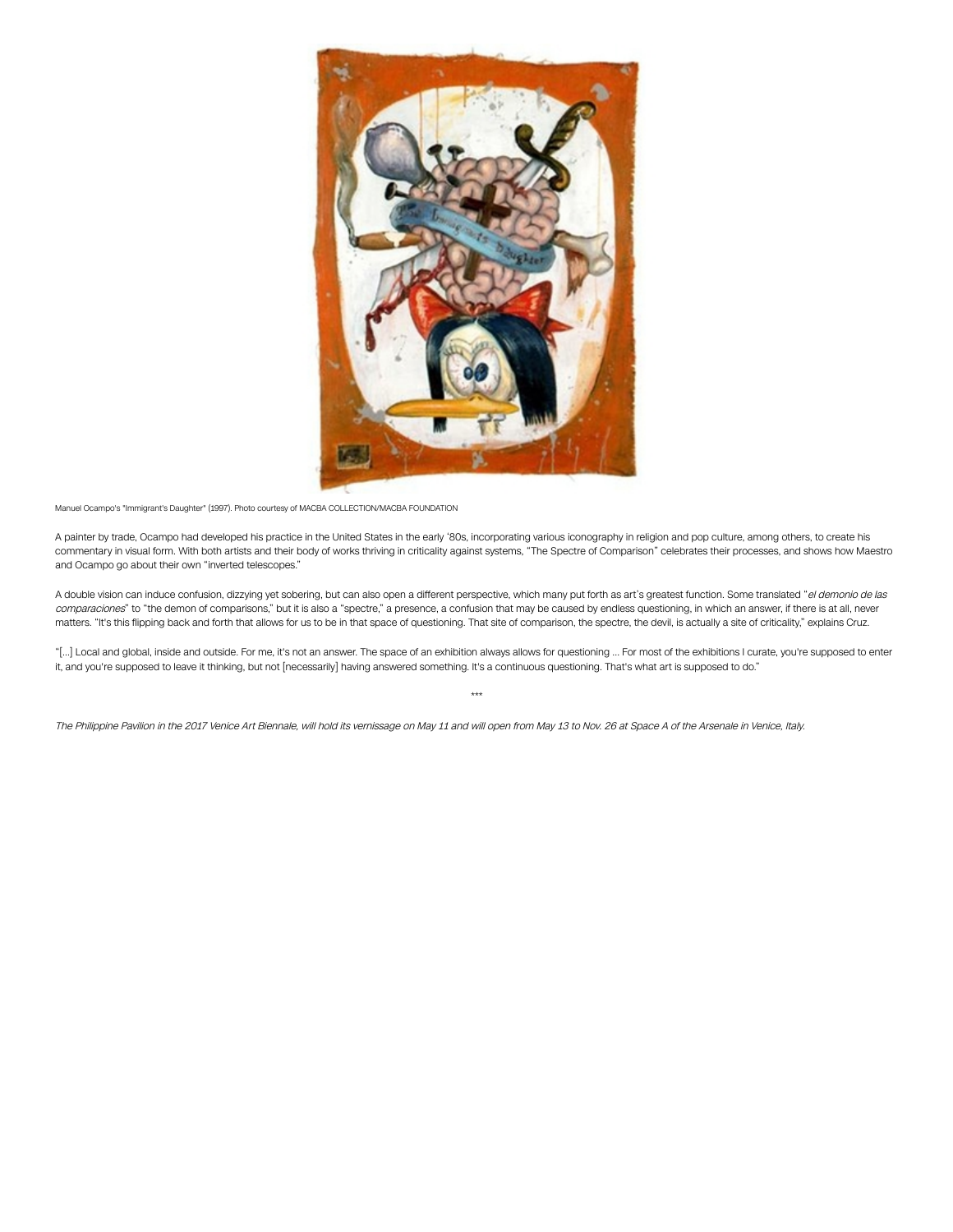Manuel Ocampo's "Immigrant's Daughter" (1997). Photo courtesy of MACBA COLLECTION/MACBA FOUNDATION

A painter by trade, Ocampo had developed his practice in the United States in the early '80s, incorporating various iconography in religion and pop culture, among others, to create his commentary in visual form. With both artists and their body of works thriving in criticality against systems, "The Spectre of Comparison" celebrates their processes, and shows how Maestro and Ocampo go about their own "inverted telescopes."

A double vision can induce confusion, dizzying yet sobering, but can also open a different perspective, which many put forth as art's greatest function. Some translated "*el demonio de las comparaciones*" to "the demon of comparisons," but it is also a "spectre," a presence, a confusion that may be caused by endless questioning, in which an answer, if there is at all, never matters. "It's this flipping back and forth that allows for us to be in that space of questioning. That site of comparison, the spectre, the devil, is actually a site of criticality," explains Cruz.

"[...] Local and global, inside and outside. For me, it's not an answer. The space of an exhibition always allows for questioning ... For most of the exhibitions I curate, you're supposed to enter it, and you're supposed to leave it thinking, but not [necessarily] having answered something. It's a continuous questioning. That's what art is supposed to do."

***

*The Philippine Pavilion in the 2017 Venice Art Biennale, will hold its vernissage on May 11 and will open from May 13 to Nov. 26 at Space A of the Arsenale in Venice, Italy.*